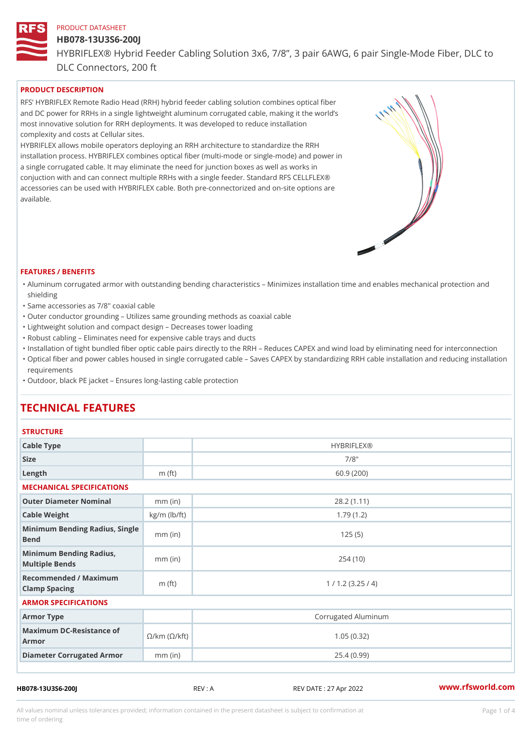PRODUCT DATASHEET

# HB078-13U3S6-200J

HYBRIFLEX® Hybrid Feeder Cabling Solution 3x6, 7/8”, 3 pair 6AWG, 6 pair Single-Mode Fiber, DLC to DLC Connectors, 200 ft

## PRODUCT DESCRIPTION

RFS' HYBRIFLEX Remote Radio Head (RRH) hybrid feeder cabling solution combines optical fiber and DC power for RRHs in a single lightweight aluminum corrugated cable, making it the world's most innovative solution for RRH deployments. It was developed to reduce installation complexity and costs at Cellular sites.

HYBRIFLEX allows mobile operators deploying an RRH architecture to standardize the RRH installation process. HYBRIFLEX combines optical fiber (multi-mode or single-mode) and power in a single corrugated cable. It may eliminate the need for junction boxes as well as works in conjuction with and can connect multiple RRHs with a single feeder. Standard RFS CELLFLEX® accessories can be used with HYBRIFLEX cable. Both pre-connectorized and on-site options are available.

## FEATURES / BENEFITS

- Aluminum corrugated armor with outstanding bending characteristics – Minimizes installation time and enables mechanical protection and shielding
- Same accessories as 7/8" coaxial cable
- Outer conductor grounding – Utilizes same grounding methods as coaxial cable
- Lightweight solution and compact design – Decreases tower loading
- Robust cabling – Eliminates need for expensive cable trays and ducts
- Installation of tight bundled fiber optic cable pairs directly to the RRH – Reduces CAPEX and wind load by eliminating need for interconnection
- Optical fiber and power cables housed in single corrugated cable – Saves CAPEX by standardizing RRH cable installation and reducing installation requirements
- Outdoor, black PE jacket – Ensures long-lasting cable protection

# TECHNICAL FEATURES

### STRUCTURE

| | | |
|---|---|---|
| Cable Type | | HYBRIFLEX® |
| Size | | 7/8" |
| Length | m (ft) | 60.9 (200) |

### MECHANICAL SPECIFICATIONS

| | | |
|---|---|---|
| Outer Diameter Nominal | mm (in) | 28.2 (1.11) |
| Cable Weight | kg/m (lb/ft) | 1.79 (1.2) |
| Minimum Bending Radius, Single Bend | mm (in) | 125 (5) |
| Minimum Bending Radius, Multiple Bends | mm (in) | 254 (10) |
| Recommended / Maximum Clamp Spacing | m (ft) | 1 / 1.2 (3.25 / 4) |

### ARMOR SPECIFICATIONS

| | | |
|---|---|---|
| Armor Type | | Corrugated Aluminum |
| Maximum DC-Resistance of Armor | Ω/km (Ω/kft) | 1.05 (0.32) |
| Diameter Corrugated Armor | mm (in) | 25.4 (0.99) |

HB078-13U3S6-200J REV : A REV DATE : 27 Apr 2022 www.rfsworld.com

All values nominal unless tolerances provided; information contained in the present datasheet is subject to confirmation at time of ordering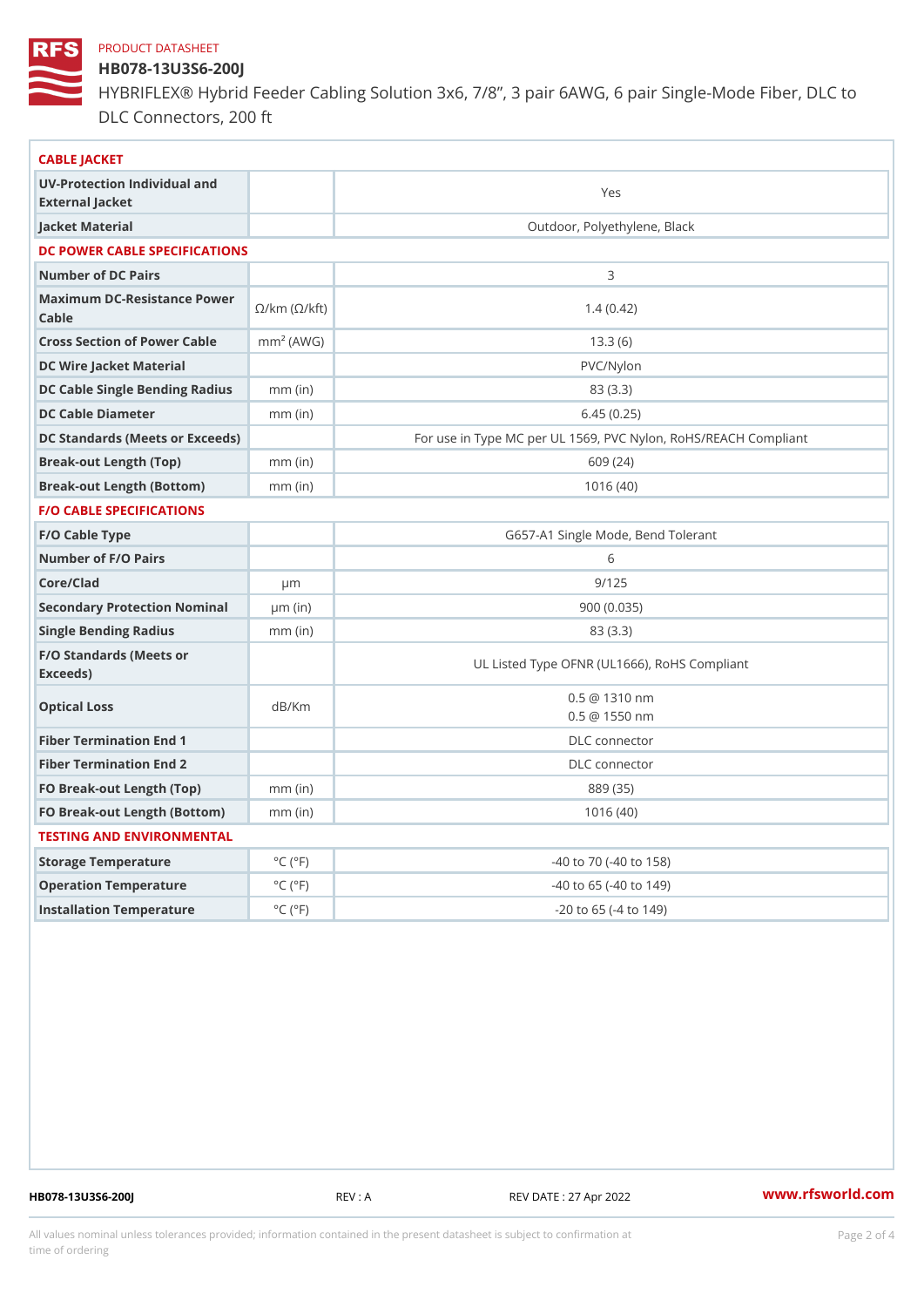PRODUCT DATASHEET

# HB078-13U3S6-200J

HYBRIFLEX® Hybrid Feeder Cabling Solution 3x6, 7/8”, 3 pair 6AWG, 6 pair Single-Mode Fiber, DLC to DLC Connectors, 200 ft

| CABLE JACKET | | |
|---|---|---|
| UV-Protection Individual and External Jacket | | Yes |
| Jacket Material | | Outdoor, Polyethylene, Black |
| **DC POWER CABLE SPECIFICATIONS** | | |
| Number of DC Pairs | | 3 |
| Maximum DC-Resistance Power Cable | Ω/km (Ω/kft) | 1.4 (0.42) |
| Cross Section of Power Cable | $mm^2$ (AWG) | 13.3 (6) |
| DC Wire Jacket Material | | PVC/Nylon |
| DC Cable Single Bending Radius | mm (in) | 83 (3.3) |
| DC Cable Diameter | mm (in) | 6.45 (0.25) |
| DC Standards (Meets or Exceeds) | | For use in Type MC per UL 1569, PVC Nylon, RoHS/REACH Compliant |
| Break-out Length (Top) | mm (in) | 609 (24) |
| Break-out Length (Bottom) | mm (in) | 1016 (40) |
| **F/O CABLE SPECIFICATIONS** | | |
| F/O Cable Type | | G657-A1 Single Mode, Bend Tolerant |
| Number of F/O Pairs | | 6 |
| Core/Clad | μm | 9/125 |
| Secondary Protection Nominal | μm (in) | 900 (0.035) |
| Single Bending Radius | mm (in) | 83 (3.3) |
| F/O Standards (Meets or Exceeds) | | UL Listed Type OFNR (UL1666), RoHS Compliant |
| Optical Loss | dB/Km | 0.5 @ 1310 nm<br>0.5 @ 1550 nm |
| Fiber Termination End 1 | | DLC connector |
| Fiber Termination End 2 | | DLC connector |
| FO Break-out Length (Top) | mm (in) | 889 (35) |
| FO Break-out Length (Bottom) | mm (in) | 1016 (40) |
| **TESTING AND ENVIRONMENTAL** | | |
| Storage Temperature | °C (°F) | -40 to 70 (-40 to 158) |
| Operation Temperature | °C (°F) | -40 to 65 (-40 to 149) |
| Installation Temperature | °C (°F) | -20 to 65 (-4 to 149) |

HB078-13U3S6-200J REV : A REV DATE : 27 Apr 2022 www.rfsworld.com

All values nominal unless tolerances provided; information contained in the present datasheet is subject to confirmation at time of ordering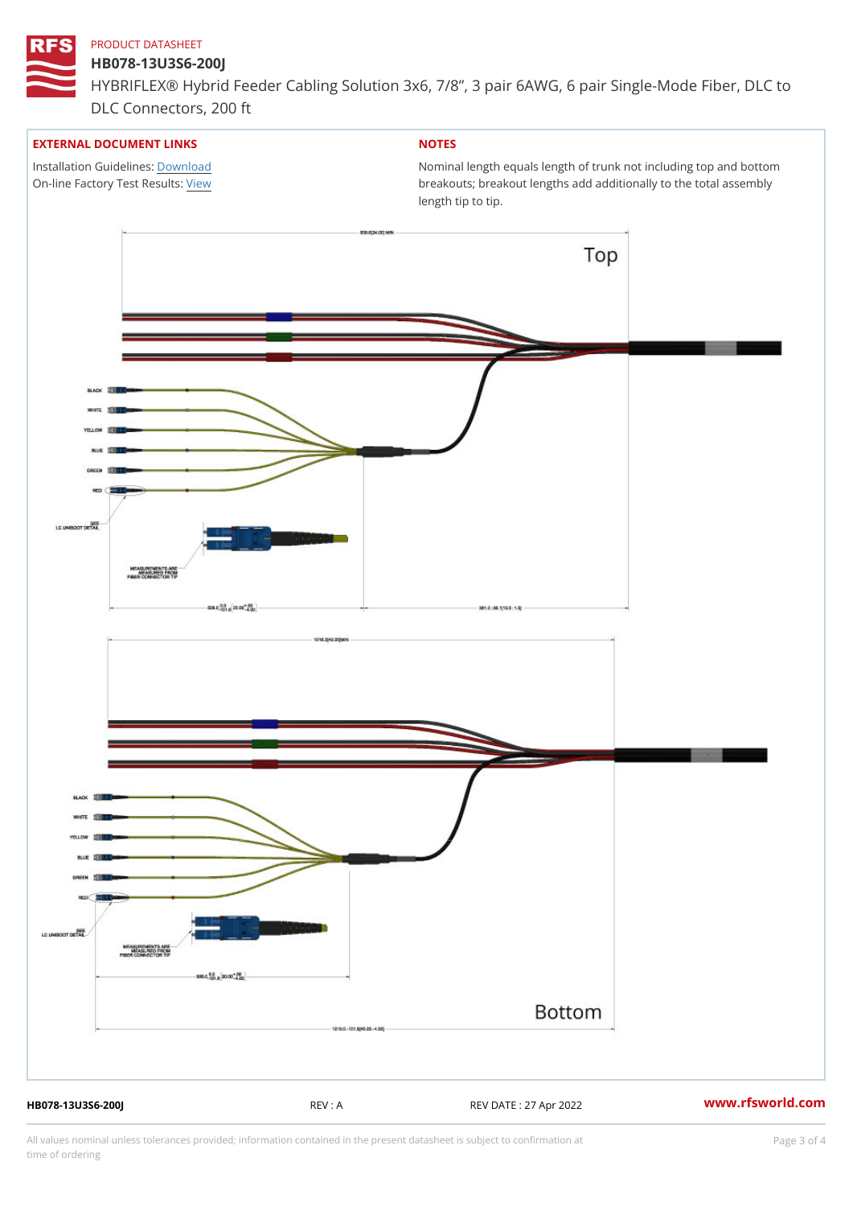PRODUCT DATASHEET

# HB078-13U3S6-200J

HYBRIFLEX® Hybrid Feeder Cabling Solution 3x6, 7/8", 3 pair 6AWG, 6 pair Single-Mode Fiber, DLC to DLC Connectors, 200 ft

## EXTERNAL DOCUMENT LINKS

Installation Guidelines: Download

On-line Factory Test Results: View

## NOTES

Nominal length equals length of trunk not including top and bottom breakouts; breakout lengths add additionally to the total assembly length tip to tip.

Top

BLACK

WHITE

YELLOW

BLUE

GREEN

RED

SEE LC UNIBOOT DETAIL

MEASUREMENTS ARE MEASURED FROM FIBER CONNECTOR TIP

Bottom

BLACK

WHITE

YELLOW

BLUE

GREEN

RED

SEE LC UNIBOOT DETAIL

MEASUREMENTS ARE MEASURED FROM FIBER CONNECTOR TIP

HB078-13U3S6-200J REV : A REV DATE : 27 Apr 2022

All values nominal unless tolerances provided; information contained in the present datasheet is subject to confirmation at time of ordering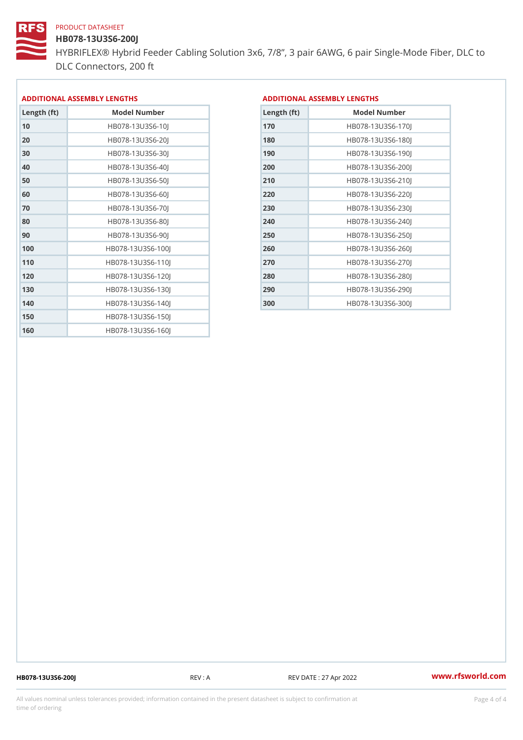PRODUCT DATASHEET

# HB078-13U3S6-200J

HYBRIFLEX® Hybrid Feeder Cabling Solution 3x6, 7/8”, 3 pair 6AWG, 6 pair Single-Mode Fiber, DLC to DLC Connectors, 200 ft

## ADDITIONAL ASSEMBLY LENGTHS

| Length (ft) | Model Number |
|---|---|
| 10 | HB078-13U3S6-10J |
| 20 | HB078-13U3S6-20J |
| 30 | HB078-13U3S6-30J |
| 40 | HB078-13U3S6-40J |
| 50 | HB078-13U3S6-50J |
| 60 | HB078-13U3S6-60J |
| 70 | HB078-13U3S6-70J |
| 80 | HB078-13U3S6-80J |
| 90 | HB078-13U3S6-90J |
| 100 | HB078-13U3S6-100J |
| 110 | HB078-13U3S6-110J |
| 120 | HB078-13U3S6-120J |
| 130 | HB078-13U3S6-130J |
| 140 | HB078-13U3S6-140J |
| 150 | HB078-13U3S6-150J |
| 160 | HB078-13U3S6-160J |

## ADDITIONAL ASSEMBLY LENGTHS

| Length (ft) | Model Number |
|---|---|
| 170 | HB078-13U3S6-170J |
| 180 | HB078-13U3S6-180J |
| 190 | HB078-13U3S6-190J |
| 200 | HB078-13U3S6-200J |
| 210 | HB078-13U3S6-210J |
| 220 | HB078-13U3S6-220J |
| 230 | HB078-13U3S6-230J |
| 240 | HB078-13U3S6-240J |
| 250 | HB078-13U3S6-250J |
| 260 | HB078-13U3S6-260J |
| 270 | HB078-13U3S6-270J |
| 280 | HB078-13U3S6-280J |
| 290 | HB078-13U3S6-290J |
| 300 | HB078-13U3S6-300J |

HB078-13U3S6-200J REV : A REV DATE : 27 Apr 2022 www.rfsworld.com

All values nominal unless tolerances provided; information contained in the present datasheet is subject to confirmation at time of ordering